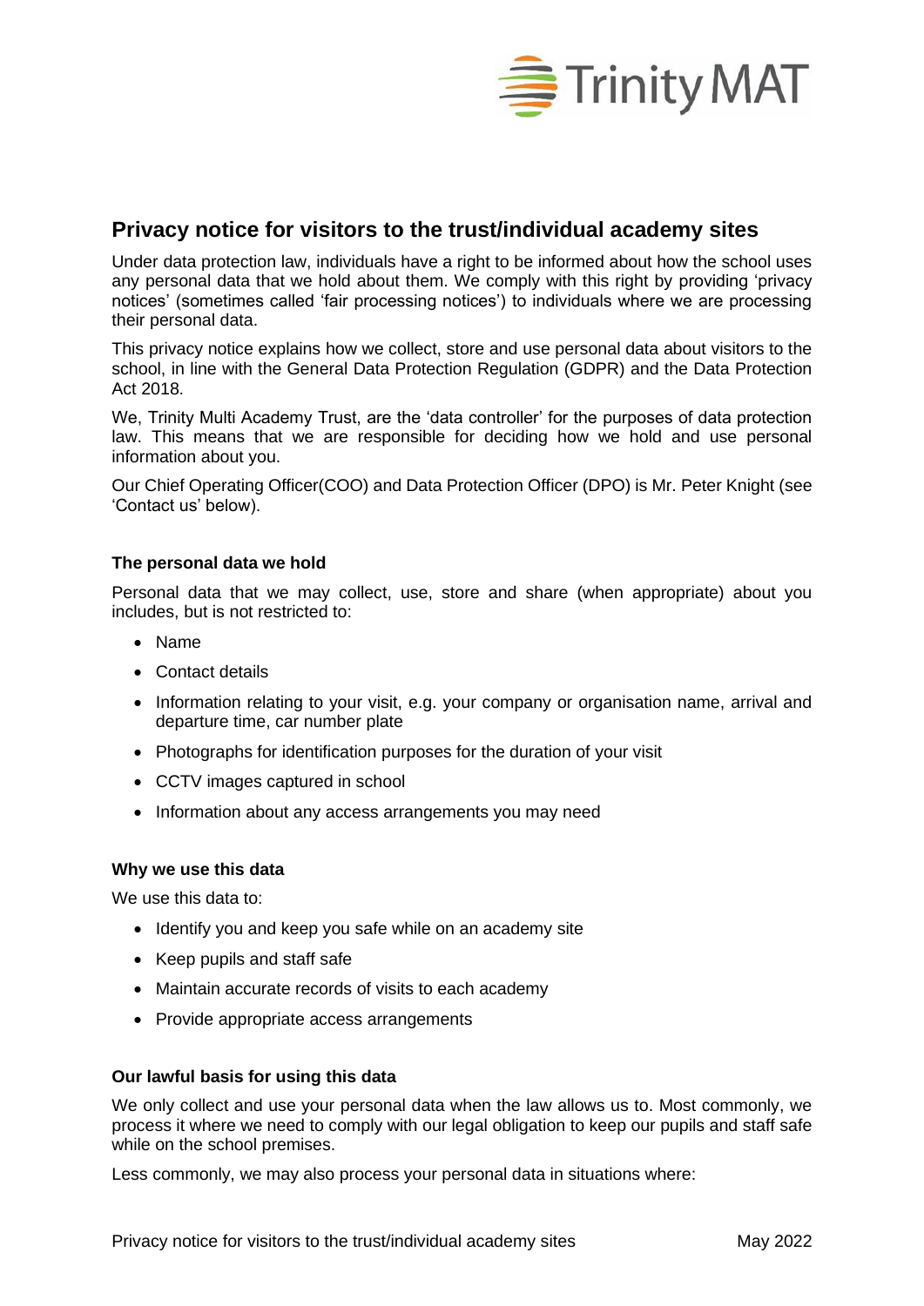# Privacy notice for visitors to the trust/individual academy sites

Under data protection law, individuals have a right to be informed about how the school uses any personal data that we hold about them. We comply with this right by providing 'privacy notices' (sometimes called 'fair processing notices') to individuals where we are processing their personal data.

This privacy notice explains how we collect, store and use personal data about visitors to the school, in line with the General Data Protection Regulation (GDPR) and the Data Protection Act 2018.

We, Trinity Multi Academy Trust, are the 'data controller' for the purposes of data protection law. This means that we are responsible for deciding how we hold and use personal information about you.

Our Chief Operating Officer(COO) and Data Protection Officer (DPO) is Mr. Peter Knight (see 'Contact us' below).

### The personal data we hold

Personal data that we may collect, use, store and share (when appropriate) about you includes, but is not restricted to:

- Name
- Contact details
- Information relating to your visit, e.g. your company or organisation name, arrival and departure time, car number plate
- Photographs for identification purposes for the duration of your visit
- CCTV images captured in school
- Information about any access arrangements you may need

### Why we use this data

We use this data to:

- Identify you and keep you safe while on an academy site
- Keep pupils and staff safe
- Maintain accurate records of visits to each academy
- Provide appropriate access arrangements

### Our lawful basis for using this data

We only collect and use your personal data when the law allows us to. Most commonly, we process it where we need to comply with our legal obligation to keep our pupils and staff safe while on the school premises.

Less commonly, we may also process your personal data in situations where: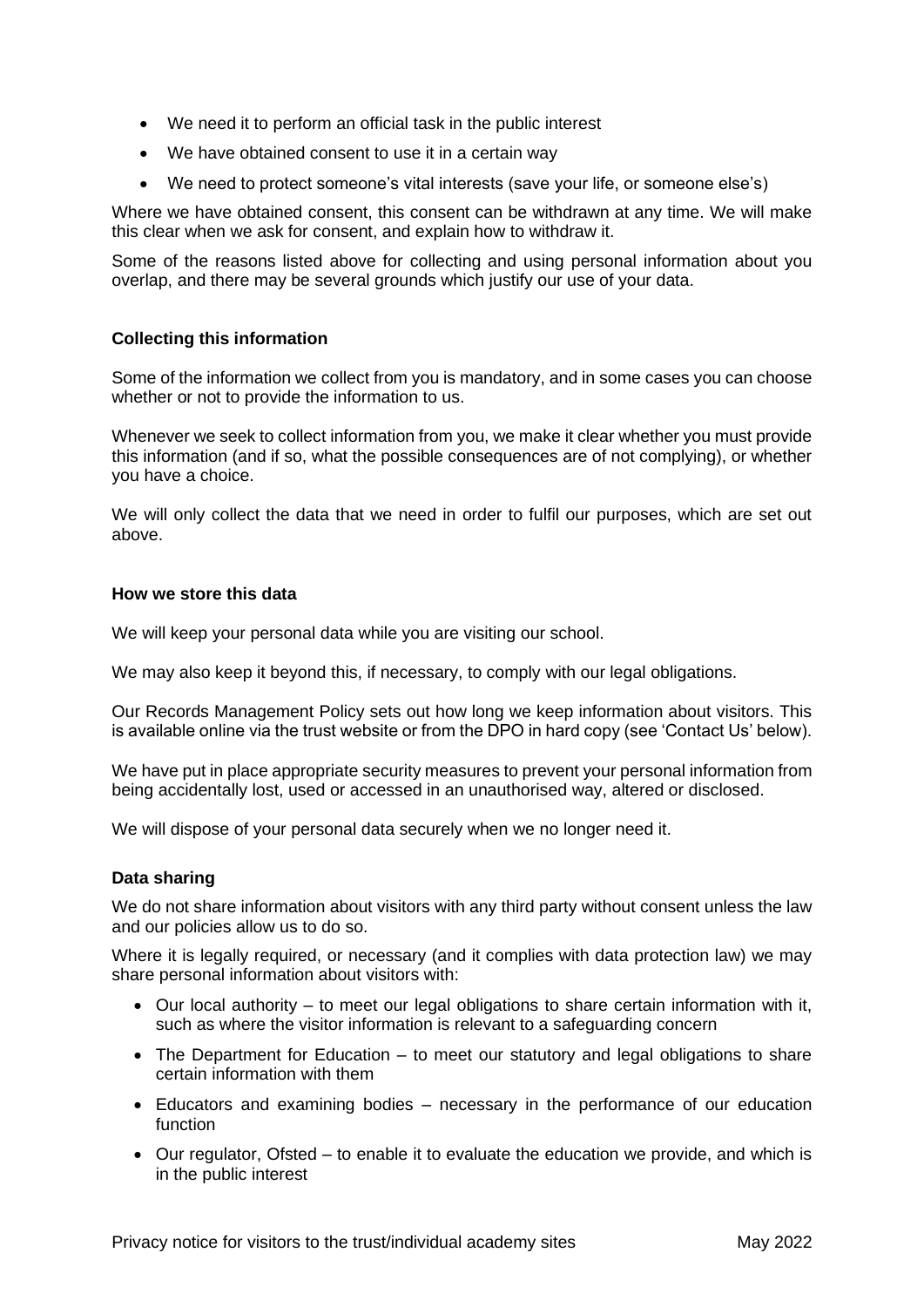- We need it to perform an official task in the public interest
- We have obtained consent to use it in a certain way
- We need to protect someone's vital interests (save your life, or someone else's)

Where we have obtained consent, this consent can be withdrawn at any time. We will make this clear when we ask for consent, and explain how to withdraw it.

Some of the reasons listed above for collecting and using personal information about you overlap, and there may be several grounds which justify our use of your data.

**Collecting this information**

Some of the information we collect from you is mandatory, and in some cases you can choose whether or not to provide the information to us.

Whenever we seek to collect information from you, we make it clear whether you must provide this information (and if so, what the possible consequences are of not complying), or whether you have a choice.

We will only collect the data that we need in order to fulfil our purposes, which are set out above.

**How we store this data**

We will keep your personal data while you are visiting our school.

We may also keep it beyond this, if necessary, to comply with our legal obligations.

Our Records Management Policy sets out how long we keep information about visitors. This is available online via the trust website or from the DPO in hard copy (see 'Contact Us' below).

We have put in place appropriate security measures to prevent your personal information from being accidentally lost, used or accessed in an unauthorised way, altered or disclosed.

We will dispose of your personal data securely when we no longer need it.

**Data sharing**

We do not share information about visitors with any third party without consent unless the law and our policies allow us to do so.

Where it is legally required, or necessary (and it complies with data protection law) we may share personal information about visitors with:

- Our local authority – to meet our legal obligations to share certain information with it, such as where the visitor information is relevant to a safeguarding concern
- The Department for Education – to meet our statutory and legal obligations to share certain information with them
- Educators and examining bodies – necessary in the performance of our education function
- Our regulator, Ofsted – to enable it to evaluate the education we provide, and which is in the public interest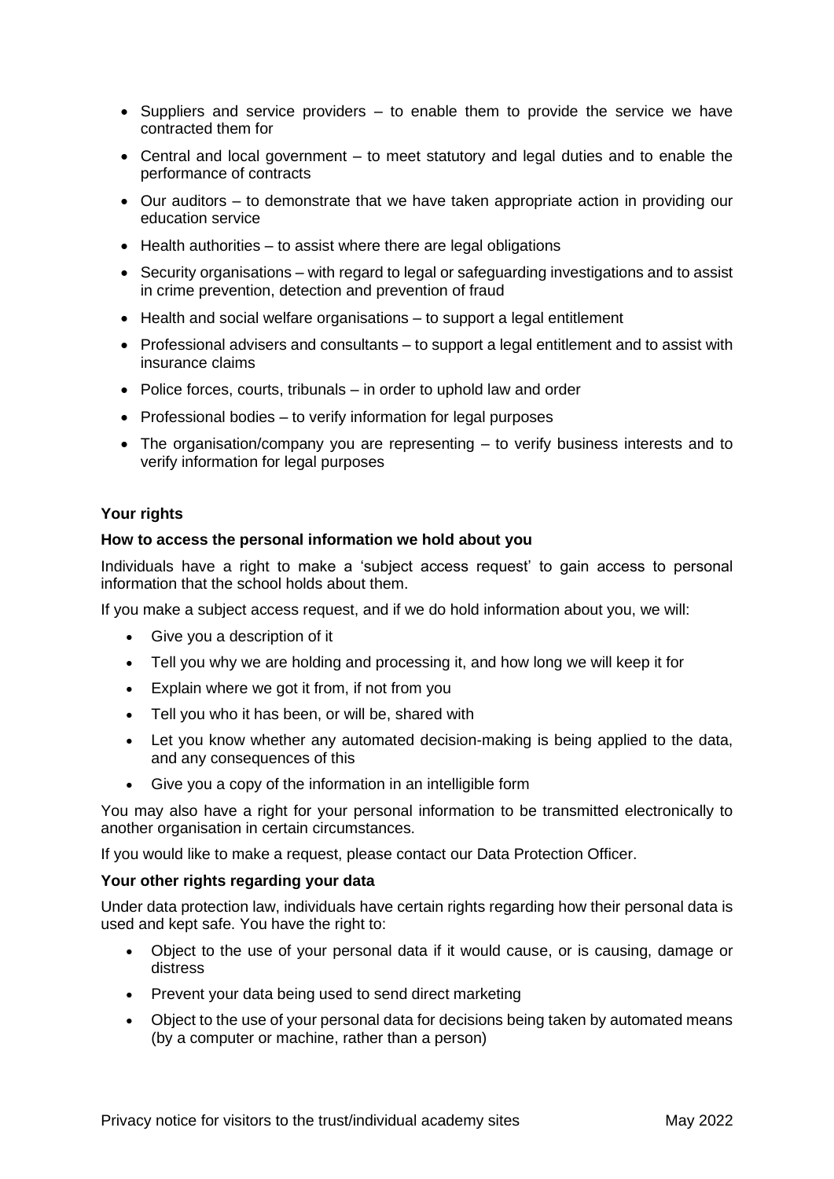- Suppliers and service providers – to enable them to provide the service we have contracted them for
- Central and local government – to meet statutory and legal duties and to enable the performance of contracts
- Our auditors – to demonstrate that we have taken appropriate action in providing our education service
- Health authorities – to assist where there are legal obligations
- Security organisations – with regard to legal or safeguarding investigations and to assist in crime prevention, detection and prevention of fraud
- Health and social welfare organisations – to support a legal entitlement
- Professional advisers and consultants – to support a legal entitlement and to assist with insurance claims
- Police forces, courts, tribunals – in order to uphold law and order
- Professional bodies – to verify information for legal purposes
- The organisation/company you are representing – to verify business interests and to verify information for legal purposes

**Your rights**

**How to access the personal information we hold about you**

Individuals have a right to make a 'subject access request' to gain access to personal information that the school holds about them.

If you make a subject access request, and if we do hold information about you, we will:

- Give you a description of it
- Tell you why we are holding and processing it, and how long we will keep it for
- Explain where we got it from, if not from you
- Tell you who it has been, or will be, shared with
- Let you know whether any automated decision-making is being applied to the data, and any consequences of this
- Give you a copy of the information in an intelligible form

You may also have a right for your personal information to be transmitted electronically to another organisation in certain circumstances.

If you would like to make a request, please contact our Data Protection Officer.

**Your other rights regarding your data**

Under data protection law, individuals have certain rights regarding how their personal data is used and kept safe. You have the right to:

- Object to the use of your personal data if it would cause, or is causing, damage or distress
- Prevent your data being used to send direct marketing
- Object to the use of your personal data for decisions being taken by automated means (by a computer or machine, rather than a person)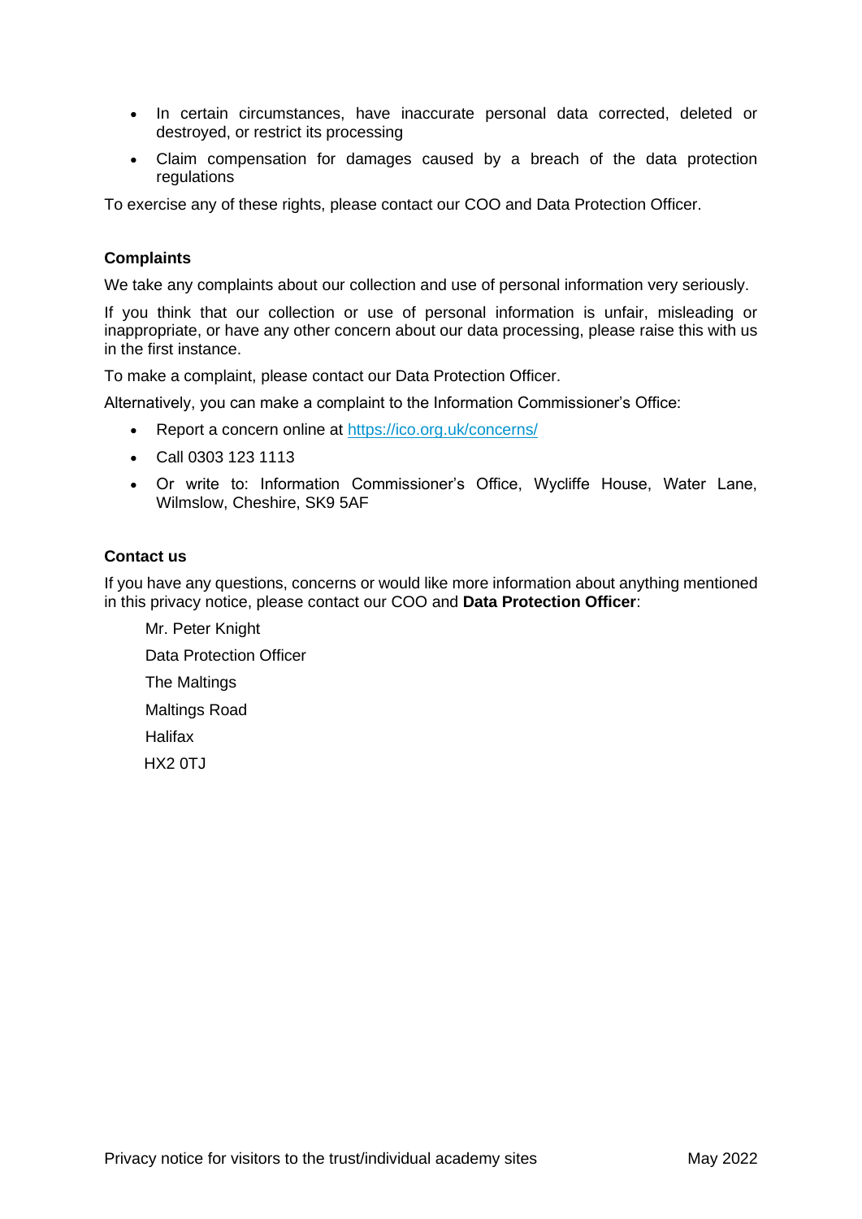- In certain circumstances, have inaccurate personal data corrected, deleted or destroyed, or restrict its processing
- Claim compensation for damages caused by a breach of the data protection regulations

To exercise any of these rights, please contact our COO and Data Protection Officer.

**Complaints**

We take any complaints about our collection and use of personal information very seriously.

If you think that our collection or use of personal information is unfair, misleading or inappropriate, or have any other concern about our data processing, please raise this with us in the first instance.

To make a complaint, please contact our Data Protection Officer.

Alternatively, you can make a complaint to the Information Commissioner's Office:

- Report a concern online at https://ico.org.uk/concerns/
- Call 0303 123 1113
- Or write to: Information Commissioner's Office, Wycliffe House, Water Lane, Wilmslow, Cheshire, SK9 5AF

**Contact us**

If you have any questions, concerns or would like more information about anything mentioned in this privacy notice, please contact our COO and **Data Protection Officer**:

Mr. Peter Knight
Data Protection Officer
The Maltings
Maltings Road
Halifax
HX2 0TJ